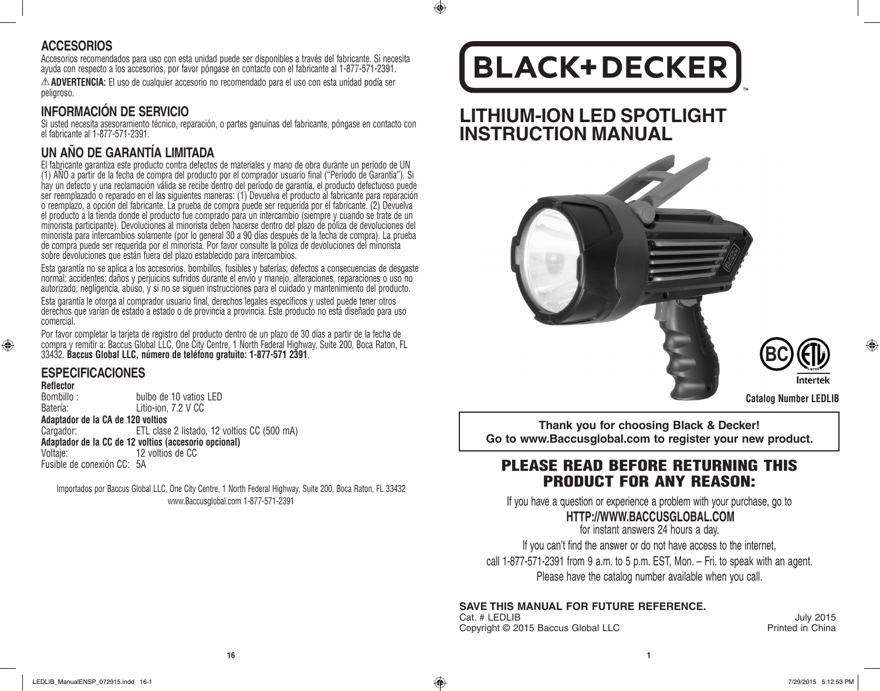## ACCESORIOS

Accesorios recomendados para uso con esta unidad puede ser disponibles a través del fabricante. Si necesita ayuda con respecto a los accesorios, por favor póngase en contacto con el fabricante al 1-877-571-2391.

⚠ **ADVERTENCIA:** El uso de cualquier accesorio no recomendado para el uso con esta unidad podía ser peligroso.

## INFORMACIÓN DE SERVICIO

Si usted necesita asesoramiento técnico, reparación, o partes genuinas del fabricante, póngase en contacto con el fabricante al 1-877-571-2391.

## UN AÑO DE GARANTÍA LIMITADA

El fabricante garantiza este producto contra defectos de materiales y mano de obra durante un período de UN (1) AÑO a partir de la fecha de compra del producto por el comprador usuario final ("Período de Garantía"). Si hay un defecto y una reclamación válida se recibe dentro del período de garantía, el producto defectuoso puede ser reemplazado o reparado en el las siguientes maneras: (1) Devuelva el producto al fabricante para reparación o reemplazo, a opción del fabricante. La prueba de compra puede ser requerida por el fabricante. (2) Devuelva el producto a la tienda donde el producto fue comprado para un intercambio (siempre y cuando se trate de un minorista participante). Devoluciones al minorista deben hacerse dentro del plazo de póliza de devoluciones del minorista para intercambios solamente (por lo general 30 a 90 días después de la fecha de compra). La prueba de compra puede ser requerida por el minorista. Por favor consulte la póliza de devoluciones del minorista sobre devoluciones que están fuera del plazo establecido para intercambios.

Esta garantía no se aplica a los accesorios, bombillos, fusibles y baterías; defectos a consecuencias de desgaste normal; accidentes; daños y perjuicios sufridos durante el envío y manejo, alteraciones, reparaciones o uso no autorizado, negligencia, abuso, y si no se siguen instrucciones para el cuidado y mantenimiento del producto.

Esta garantía le otorga al comprador usuario final, derechos legales específicos y usted puede tener otros derechos que varían de estado a estado o de provincia a provincia. Este producto no está diseñado para uso comercial.

Por favor completar la tarjeta de registro del producto dentro de un plazo de 30 días a partir de la fecha de compra y remitir a: Baccus Global LLC, One City Centre, 1 North Federal Highway, Suite 200, Boca Raton, FL 33432. **Baccus Global LLC, número de teléfono gratuito: 1-877-571 2391**.

## ESPECIFICACIONES

**Reflector**

Bombillo : bulbo de 10 vatios LED

Batería: Litio-ion, 7.2 V CC

**Adaptador de la CA de 120 voltios**

Cargador: ETL clase 2 listado, 12 voltios CC (500 mA)

**Adaptador de la CC de 12 voltios (accesorio opcional)**

Voltaje: 12 voltios de CC

Fusible de conexión CC: 5A

Importados por Baccus Global LLC, One City Centre, 1 North Federal Highway, Suite 200, Boca Raton, FL 33432
www.Baccusglobal.com 1-877-571-2391

# BLACK+DECKER

# LITHIUM-ION LED SPOTLIGHT INSTRUCTION MANUAL

BC ETL Listed Intertek

**Catalog Number LEDLIB**

**Thank you for choosing Black & Decker!**
**Go to www.Baccusglobal.com to register your new product.**

## PLEASE READ BEFORE RETURNING THIS PRODUCT FOR ANY REASON:

If you have a question or experience a problem with your purchase, go to

**HTTP://WWW.BACCUSGLOBAL.COM**

for instant answers 24 hours a day.

If you can't find the answer or do not have access to the internet,
call 1-877-571-2391 from 9 a.m. to 5 p.m. EST, Mon. – Fri. to speak with an agent.
Please have the catalog number available when you call.

**SAVE THIS MANUAL FOR FUTURE REFERENCE.**

Cat. # LEDLIB — July 2015
Copyright © 2015 Baccus Global LLC — Printed in China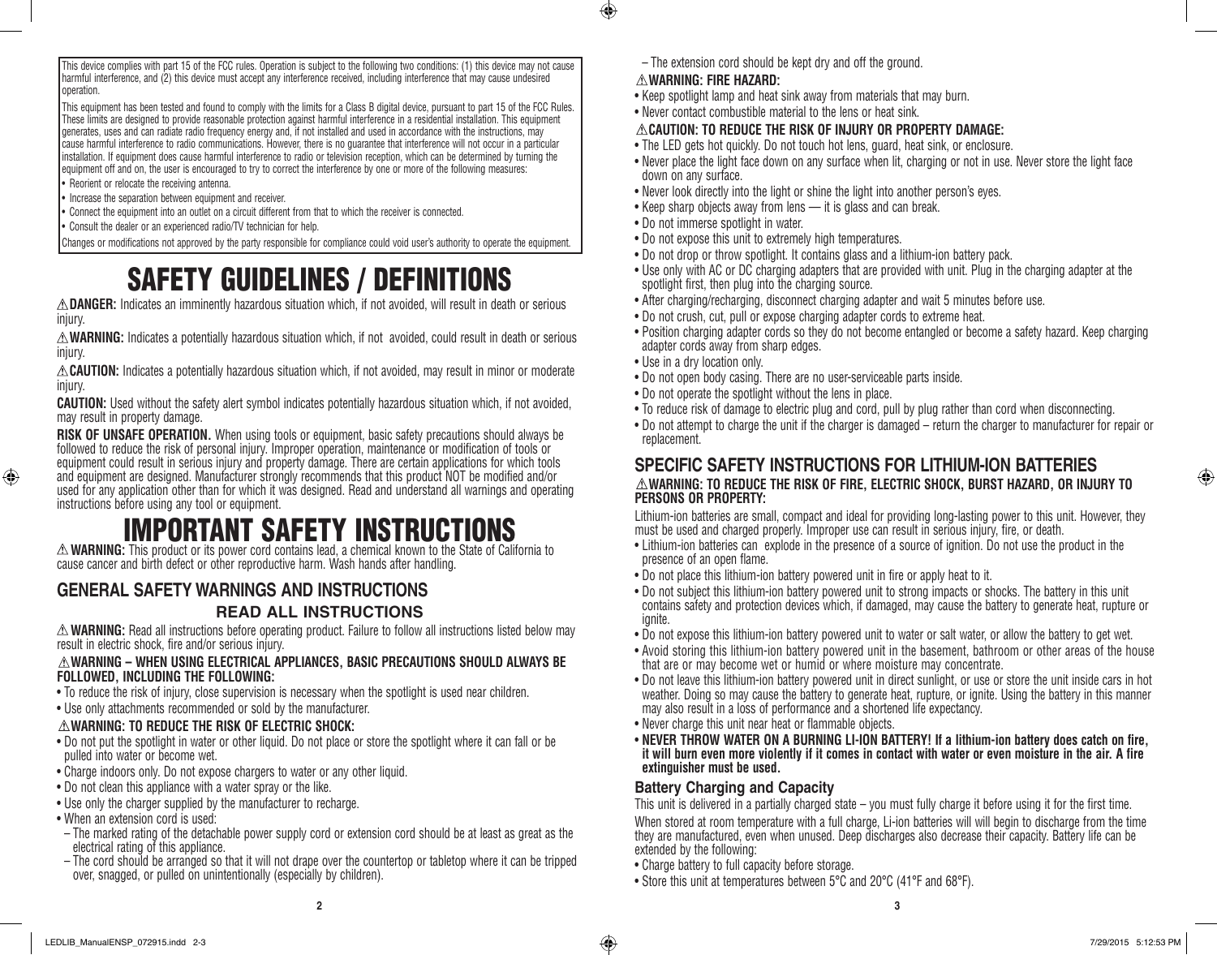This device complies with part 15 of the FCC rules. Operation is subject to the following two conditions: (1) this device may not cause harmful interference, and (2) this device must accept any interference received, including interference that may cause undesired operation.

This equipment has been tested and found to comply with the limits for a Class B digital device, pursuant to part 15 of the FCC Rules. These limits are designed to provide reasonable protection against harmful interference in a residential installation. This equipment generates, uses and can radiate radio frequency energy and, if not installed and used in accordance with the instructions, may cause harmful interference to radio communications. However, there is no guarantee that interference will not occur in a particular installation. If equipment does cause harmful interference to radio or television reception, which can be determined by turning the equipment off and on, the user is encouraged to try to correct the interference by one or more of the following measures:

- Reorient or relocate the receiving antenna.
- Increase the separation between equipment and receiver.
- Connect the equipment into an outlet on a circuit different from that to which the receiver is connected.
- Consult the dealer or an experienced radio/TV technician for help.

Changes or modifications not approved by the party responsible for compliance could void user's authority to operate the equipment.

# SAFETY GUIDELINES / DEFINITIONS

⚠ **DANGER:** Indicates an imminently hazardous situation which, if not avoided, will result in death or serious injury.

⚠ **WARNING:** Indicates a potentially hazardous situation which, if not avoided, could result in death or serious injury.

⚠ **CAUTION:** Indicates a potentially hazardous situation which, if not avoided, may result in minor or moderate injury.

**CAUTION:** Used without the safety alert symbol indicates potentially hazardous situation which, if not avoided, may result in property damage.

**RISK OF UNSAFE OPERATION.** When using tools or equipment, basic safety precautions should always be followed to reduce the risk of personal injury. Improper operation, maintenance or modification of tools or equipment could result in serious injury and property damage. There are certain applications for which tools and equipment are designed. Manufacturer strongly recommends that this product NOT be modified and/or used for any application other than for which it was designed. Read and understand all warnings and operating instructions before using any tool or equipment.

# IMPORTANT SAFETY INSTRUCTIONS

⚠ **WARNING:** This product or its power cord contains lead, a chemical known to the State of California to cause cancer and birth defect or other reproductive harm. Wash hands after handling.

## GENERAL SAFETY WARNINGS AND INSTRUCTIONS

### READ ALL INSTRUCTIONS

⚠ **WARNING:** Read all instructions before operating product. Failure to follow all instructions listed below may result in electric shock, fire and/or serious injury.

⚠ **WARNING – WHEN USING ELECTRICAL APPLIANCES, BASIC PRECAUTIONS SHOULD ALWAYS BE FOLLOWED, INCLUDING THE FOLLOWING:**

- To reduce the risk of injury, close supervision is necessary when the spotlight is used near children.
- Use only attachments recommended or sold by the manufacturer.

⚠ **WARNING: TO REDUCE THE RISK OF ELECTRIC SHOCK:**

- Do not put the spotlight in water or other liquid. Do not place or store the spotlight where it can fall or be pulled into water or become wet.
- Charge indoors only. Do not expose chargers to water or any other liquid.
- Do not clean this appliance with a water spray or the like.
- Use only the charger supplied by the manufacturer to recharge.
- When an extension cord is used:
  - The marked rating of the detachable power supply cord or extension cord should be at least as great as the electrical rating of this appliance.
  - The cord should be arranged so that it will not drape over the countertop or tabletop where it can be tripped over, snagged, or pulled on unintentionally (especially by children).
  - The extension cord should be kept dry and off the ground.

⚠ **WARNING: FIRE HAZARD:**

- Keep spotlight lamp and heat sink away from materials that may burn.
- Never contact combustible material to the lens or heat sink.

⚠ **CAUTION: TO REDUCE THE RISK OF INJURY OR PROPERTY DAMAGE:**

- The LED gets hot quickly. Do not touch hot lens, guard, heat sink, or enclosure.
- Never place the light face down on any surface when lit, charging or not in use. Never store the light face down on any surface.
- Never look directly into the light or shine the light into another person's eyes.
- Keep sharp objects away from lens — it is glass and can break.
- Do not immerse spotlight in water.
- Do not expose this unit to extremely high temperatures.
- Do not drop or throw spotlight. It contains glass and a lithium-ion battery pack.
- Use only with AC or DC charging adapters that are provided with unit. Plug in the charging adapter at the spotlight first, then plug into the charging source.
- After charging/recharging, disconnect charging adapter and wait 5 minutes before use.
- Do not crush, cut, pull or expose charging adapter cords to extreme heat.
- Position charging adapter cords so they do not become entangled or become a safety hazard. Keep charging adapter cords away from sharp edges.
- Use in a dry location only.
- Do not open body casing. There are no user-serviceable parts inside.
- Do not operate the spotlight without the lens in place.
- To reduce risk of damage to electric plug and cord, pull by plug rather than cord when disconnecting.
- Do not attempt to charge the unit if the charger is damaged – return the charger to manufacturer for repair or replacement.

## SPECIFIC SAFETY INSTRUCTIONS FOR LITHIUM-ION BATTERIES

⚠ **WARNING: TO REDUCE THE RISK OF FIRE, ELECTRIC SHOCK, BURST HAZARD, OR INJURY TO PERSONS OR PROPERTY:**

Lithium-ion batteries are small, compact and ideal for providing long-lasting power to this unit. However, they must be used and charged properly. Improper use can result in serious injury, fire, or death.

- Lithium-ion batteries can explode in the presence of a source of ignition. Do not use the product in the presence of an open flame.
- Do not place this lithium-ion battery powered unit in fire or apply heat to it.
- Do not subject this lithium-ion battery powered unit to strong impacts or shocks. The battery in this unit contains safety and protection devices which, if damaged, may cause the battery to generate heat, rupture or ignite.
- Do not expose this lithium-ion battery powered unit to water or salt water, or allow the battery to get wet.
- Avoid storing this lithium-ion battery powered unit in the basement, bathroom or other areas of the house that are or may become wet or humid or where moisture may concentrate.
- Do not leave this lithium-ion battery powered unit in direct sunlight, or use or store the unit inside cars in hot weather. Doing so may cause the battery to generate heat, rupture, or ignite. Using the battery in this manner may also result in a loss of performance and a shortened life expectancy.
- Never charge this unit near heat or flammable objects.
- **NEVER THROW WATER ON A BURNING LI-ION BATTERY! If a lithium-ion battery does catch on fire, it will burn even more violently if it comes in contact with water or even moisture in the air. A fire extinguisher must be used.**

### Battery Charging and Capacity

This unit is delivered in a partially charged state – you must fully charge it before using it for the first time.

When stored at room temperature with a full charge, Li-ion batteries will will begin to discharge from the time they are manufactured, even when unused. Deep discharges also decrease their capacity. Battery life can be extended by the following:

- Charge battery to full capacity before storage.
- Store this unit at temperatures between 5°C and 20°C (41°F and 68°F).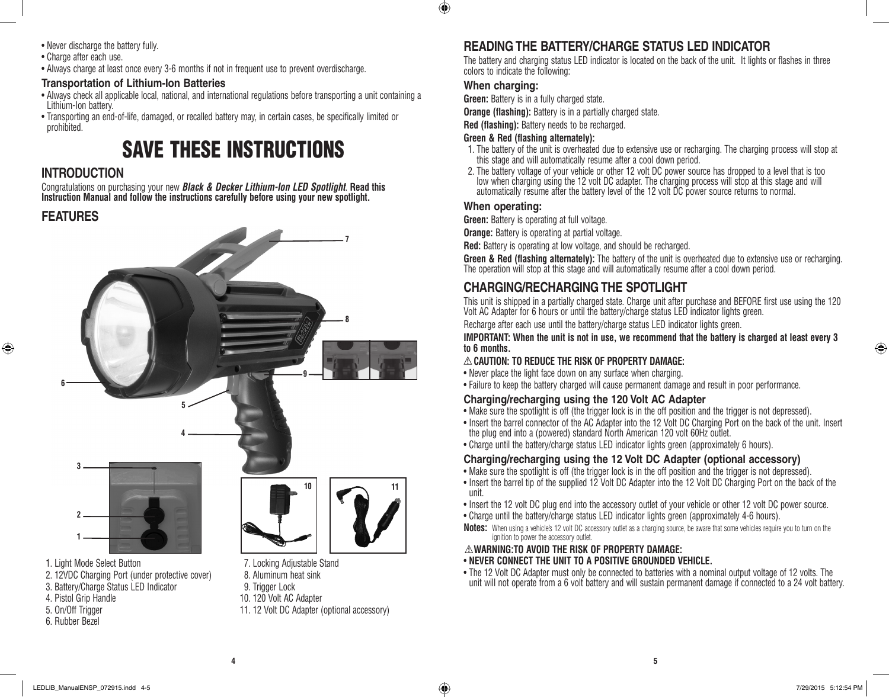- Never discharge the battery fully.
- Charge after each use.
- Always charge at least once every 3-6 months if not in frequent use to prevent overdischarge.

### Transportation of Lithium-Ion Batteries

- Always check all applicable local, national, and international regulations before transporting a unit containing a Lithium-Ion battery.
- Transporting an end-of-life, damaged, or recalled battery may, in certain cases, be specifically limited or prohibited.

# SAVE THESE INSTRUCTIONS

## INTRODUCTION

Congratulations on purchasing your new ***Black & Decker Lithium-Ion LED Spotlight***. **Read this Instruction Manual and follow the instructions carefully before using your new spotlight.**

## FEATURES

1. Light Mode Select Button
2. 12VDC Charging Port (under protective cover)
3. Battery/Charge Status LED Indicator
4. Pistol Grip Handle
5. On/Off Trigger
6. Rubber Bezel
7. Locking Adjustable Stand
8. Aluminum heat sink
9. Trigger Lock
10. 120 Volt AC Adapter
11. 12 Volt DC Adapter (optional accessory)

## READING THE BATTERY/CHARGE STATUS LED INDICATOR

The battery and charging status LED indicator is located on the back of the unit. It lights or flashes in three colors to indicate the following:

### When charging:

**Green:** Battery is in a fully charged state.

**Orange (flashing):** Battery is in a partially charged state.

**Red (flashing):** Battery needs to be recharged.

**Green & Red (flashing alternately):**

1. The battery of the unit is overheated due to extensive use or recharging. The charging process will stop at this stage and will automatically resume after a cool down period.
2. The battery voltage of your vehicle or other 12 volt DC power source has dropped to a level that is too low when charging using the 12 volt DC adapter. The charging process will stop at this stage and will automatically resume after the battery level of the 12 volt DC power source returns to normal.

### When operating:

**Green:** Battery is operating at full voltage.

**Orange:** Battery is operating at partial voltage.

**Red:** Battery is operating at low voltage, and should be recharged.

**Green & Red (flashing alternately):** The battery of the unit is overheated due to extensive use or recharging. The operation will stop at this stage and will automatically resume after a cool down period.

## CHARGING/RECHARGING THE SPOTLIGHT

This unit is shipped in a partially charged state. Charge unit after purchase and BEFORE first use using the 120 Volt AC Adapter for 6 hours or until the battery/charge status LED indicator lights green.

Recharge after each use until the battery/charge status LED indicator lights green.

**IMPORTANT: When the unit is not in use, we recommend that the battery is charged at least every 3 to 6 months.**

**⚠ CAUTION: TO REDUCE THE RISK OF PROPERTY DAMAGE:**

- Never place the light face down on any surface when charging.
- Failure to keep the battery charged will cause permanent damage and result in poor performance.

### Charging/recharging using the 120 Volt AC Adapter

- Make sure the spotlight is off (the trigger lock is in the off position and the trigger is not depressed).
- Insert the barrel connector of the AC Adapter into the 12 Volt DC Charging Port on the back of the unit. Insert the plug end into a (powered) standard North American 120 volt 60Hz outlet.
- Charge until the battery/charge status LED indicator lights green (approximately 6 hours).

### Charging/recharging using the 12 Volt DC Adapter (optional accessory)

- Make sure the spotlight is off (the trigger lock is in the off position and the trigger is not depressed).
- Insert the barrel tip of the supplied 12 Volt DC Adapter into the 12 Volt DC Charging Port on the back of the unit.
- Insert the 12 volt DC plug end into the accessory outlet of your vehicle or other 12 volt DC power source.
- Charge until the battery/charge status LED indicator lights green (approximately 4-6 hours).

**Notes:** When using a vehicle's 12 volt DC accessory outlet as a charging source, be aware that some vehicles require you to turn on the ignition to power the accessory outlet.

**⚠ WARNING:TO AVOID THE RISK OF PROPERTY DAMAGE:**

- **NEVER CONNECT THE UNIT TO A POSITIVE GROUNDED VEHICLE.**
- The 12 Volt DC Adapter must only be connected to batteries with a nominal output voltage of 12 volts. The unit will not operate from a 6 volt battery and will sustain permanent damage if connected to a 24 volt battery.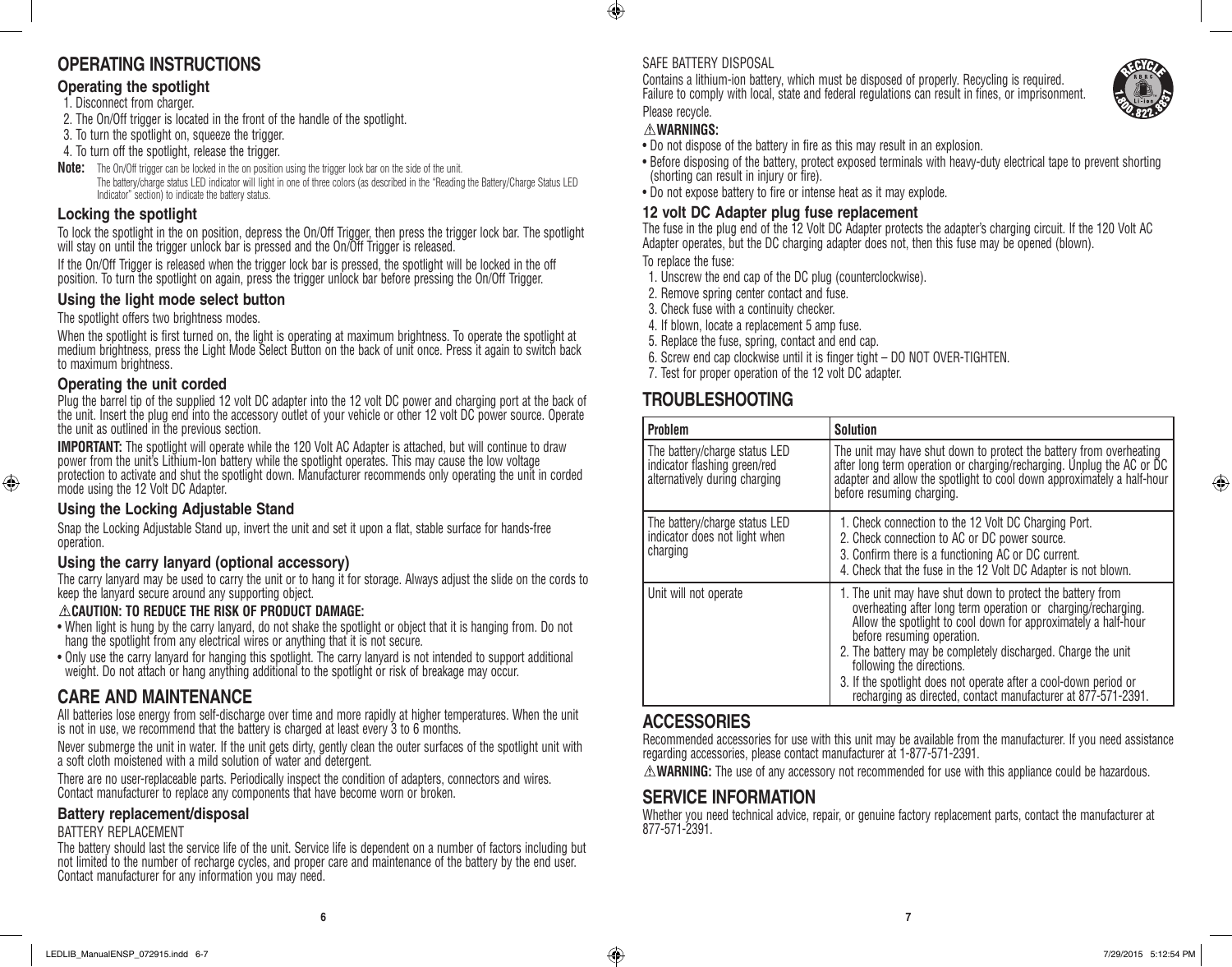# OPERATING INSTRUCTIONS

## Operating the spotlight

1. Disconnect from charger.
2. The On/Off trigger is located in the front of the handle of the spotlight.
3. To turn the spotlight on, squeeze the trigger.
4. To turn off the spotlight, release the trigger.

**Note:** The On/Off trigger can be locked in the on position using the trigger lock bar on the side of the unit.
The battery/charge status LED indicator will light in one of three colors (as described in the "Reading the Battery/Charge Status LED Indicator" section) to indicate the battery status.

## Locking the spotlight

To lock the spotlight in the on position, depress the On/Off Trigger, then press the trigger lock bar. The spotlight will stay on until the trigger unlock bar is pressed and the On/Off Trigger is released.

If the On/Off Trigger is released when the trigger lock bar is pressed, the spotlight will be locked in the off position. To turn the spotlight on again, press the trigger unlock bar before pressing the On/Off Trigger.

## Using the light mode select button

The spotlight offers two brightness modes.

When the spotlight is first turned on, the light is operating at maximum brightness. To operate the spotlight at medium brightness, press the Light Mode Select Button on the back of unit once. Press it again to switch back to maximum brightness.

## Operating the unit corded

Plug the barrel tip of the supplied 12 volt DC adapter into the 12 volt DC power and charging port at the back of the unit. Insert the plug end into the accessory outlet of your vehicle or other 12 volt DC power source. Operate the unit as outlined in the previous section.

**IMPORTANT:** The spotlight will operate while the 120 Volt AC Adapter is attached, but will continue to draw power from the unit's Lithium-Ion battery while the spotlight operates. This may cause the low voltage protection to activate and shut the spotlight down. Manufacturer recommends only operating the unit in corded mode using the 12 Volt DC Adapter.

## Using the Locking Adjustable Stand

Snap the Locking Adjustable Stand up, invert the unit and set it upon a flat, stable surface for hands-free operation.

## Using the carry lanyard (optional accessory)

The carry lanyard may be used to carry the unit or to hang it for storage. Always adjust the slide on the cords to keep the lanyard secure around any supporting object.

**⚠CAUTION: TO REDUCE THE RISK OF PRODUCT DAMAGE:**

- When light is hung by the carry lanyard, do not shake the spotlight or object that it is hanging from. Do not hang the spotlight from any electrical wires or anything that it is not secure.
- Only use the carry lanyard for hanging this spotlight. The carry lanyard is not intended to support additional weight. Do not attach or hang anything additional to the spotlight or risk of breakage may occur.

# CARE AND MAINTENANCE

All batteries lose energy from self-discharge over time and more rapidly at higher temperatures. When the unit is not in use, we recommend that the battery is charged at least every 3 to 6 months.

Never submerge the unit in water. If the unit gets dirty, gently clean the outer surfaces of the spotlight unit with a soft cloth moistened with a mild solution of water and detergent.

There are no user-replaceable parts. Periodically inspect the condition of adapters, connectors and wires. Contact manufacturer to replace any components that have become worn or broken.

## Battery replacement/disposal

BATTERY REPLACEMENT

The battery should last the service life of the unit. Service life is dependent on a number of factors including but not limited to the number of recharge cycles, and proper care and maintenance of the battery by the end user. Contact manufacturer for any information you may need.

SAFE BATTERY DISPOSAL

Contains a lithium-ion battery, which must be disposed of properly. Recycling is required. Failure to comply with local, state and federal regulations can result in fines, or imprisonment. Please recycle.

**⚠WARNINGS:**

- Do not dispose of the battery in fire as this may result in an explosion.
- Before disposing of the battery, protect exposed terminals with heavy-duty electrical tape to prevent shorting (shorting can result in injury or fire).
- Do not expose battery to fire or intense heat as it may explode.

## 12 volt DC Adapter plug fuse replacement

The fuse in the plug end of the 12 Volt DC Adapter protects the adapter's charging circuit. If the 120 Volt AC Adapter operates, but the DC charging adapter does not, then this fuse may be opened (blown).

To replace the fuse:

1. Unscrew the end cap of the DC plug (counterclockwise).
2. Remove spring center contact and fuse.
3. Check fuse with a continuity checker.
4. If blown, locate a replacement 5 amp fuse.
5. Replace the fuse, spring, contact and end cap.
6. Screw end cap clockwise until it is finger tight – DO NOT OVER-TIGHTEN.
7. Test for proper operation of the 12 volt DC adapter.

# TROUBLESHOOTING

| Problem | Solution |
|---|---|
| The battery/charge status LED indicator flashing green/red alternatively during charging | The unit may have shut down to protect the battery from overheating after long term operation or charging/recharging. Unplug the AC or DC adapter and allow the spotlight to cool down approximately a half-hour before resuming charging. |
| The battery/charge status LED indicator does not light when charging | 1. Check connection to the 12 Volt DC Charging Port. 2. Check connection to AC or DC power source. 3. Confirm there is a functioning AC or DC current. 4. Check that the fuse in the 12 Volt DC Adapter is not blown. |
| Unit will not operate | 1. The unit may have shut down to protect the battery from overheating after long term operation or charging/recharging. Allow the spotlight to cool down for approximately a half-hour before resuming operation. 2. The battery may be completely discharged. Charge the unit following the directions. 3. If the spotlight does not operate after a cool-down period or recharging as directed, contact manufacturer at 877-571-2391. |

# ACCESSORIES

Recommended accessories for use with this unit may be available from the manufacturer. If you need assistance regarding accessories, please contact manufacturer at 1-877-571-2391.

**⚠WARNING:** The use of any accessory not recommended for use with this appliance could be hazardous.

# SERVICE INFORMATION

Whether you need technical advice, repair, or genuine factory replacement parts, contact the manufacturer at 877-571-2391.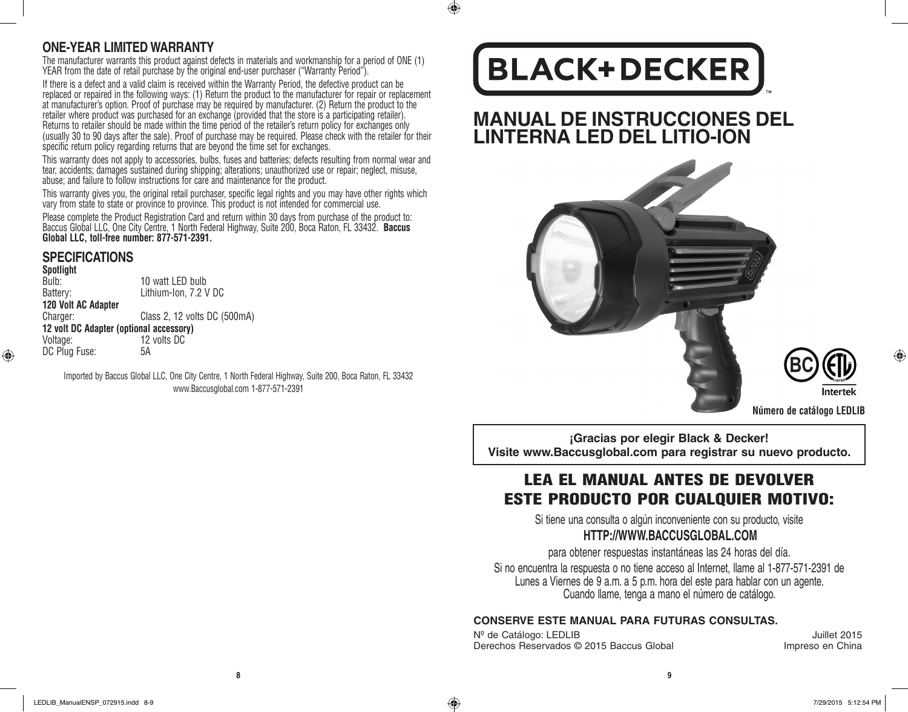## ONE-YEAR LIMITED WARRANTY

The manufacturer warrants this product against defects in materials and workmanship for a period of ONE (1) YEAR from the date of retail purchase by the original end-user purchaser ("Warranty Period").

If there is a defect and a valid claim is received within the Warranty Period, the defective product can be replaced or repaired in the following ways: (1) Return the product to the manufacturer for repair or replacement at manufacturer's option. Proof of purchase may be required by manufacturer. (2) Return the product to the retailer where product was purchased for an exchange (provided that the store is a participating retailer). Returns to retailer should be made within the time period of the retailer's return policy for exchanges only (usually 30 to 90 days after the sale). Proof of purchase may be required. Please check with the retailer for their specific return policy regarding returns that are beyond the time set for exchanges.

This warranty does not apply to accessories, bulbs, fuses and batteries; defects resulting from normal wear and tear, accidents; damages sustained during shipping; alterations; unauthorized use or repair; neglect, misuse, abuse; and failure to follow instructions for care and maintenance for the product.

This warranty gives you, the original retail purchaser, specific legal rights and you may have other rights which vary from state to state or province to province. This product is not intended for commercial use.

Please complete the Product Registration Card and return within 30 days from purchase of the product to: Baccus Global LLC, One City Centre, 1 North Federal Highway, Suite 200, Boca Raton, FL 33432. **Baccus Global LLC, toll-free number: 877-571-2391.**

## SPECIFICATIONS

**Spotlight**

| | |
|---|---|
| Bulb: | 10 watt LED bulb |
| Battery: | Lithium-Ion, 7.2 V DC |

**120 Volt AC Adapter**

| | |
|---|---|
| Charger: | Class 2, 12 volts DC (500mA) |

**12 volt DC Adapter (optional accessory)**

| | |
|---|---|
| Voltage: | 12 volts DC |
| DC Plug Fuse: | 5A |

Imported by Baccus Global LLC, One City Centre, 1 North Federal Highway, Suite 200, Boca Raton, FL 33432
www.Baccusglobal.com 1-877-571-2391

BLACK+DECKER

# MANUAL DE INSTRUCCIONES DEL LINTERNA LED DEL LITIO-ION

BC ETL Intertek

**Número de catálogo LEDLIB**

**¡Gracias por elegir Black & Decker!**
**Visite www.Baccusglobal.com para registrar su nuevo producto.**

## LEA EL MANUAL ANTES DE DEVOLVER ESTE PRODUCTO POR CUALQUIER MOTIVO:

Si tiene una consulta o algún inconveniente con su producto, visite

**HTTP://WWW.BACCUSGLOBAL.COM**

para obtener respuestas instantáneas las 24 horas del día.

Si no encuentra la respuesta o no tiene acceso al Internet, llame al 1-877-571-2391 de Lunes a Viernes de 9 a.m. a 5 p.m. hora del este para hablar con un agente. Cuando llame, tenga a mano el número de catálogo.

**CONSERVE ESTE MANUAL PARA FUTURAS CONSULTAS.**

Nº de Catálogo: LEDLIB — Juillet 2015
Derechos Reservados © 2015 Baccus Global — Impreso en China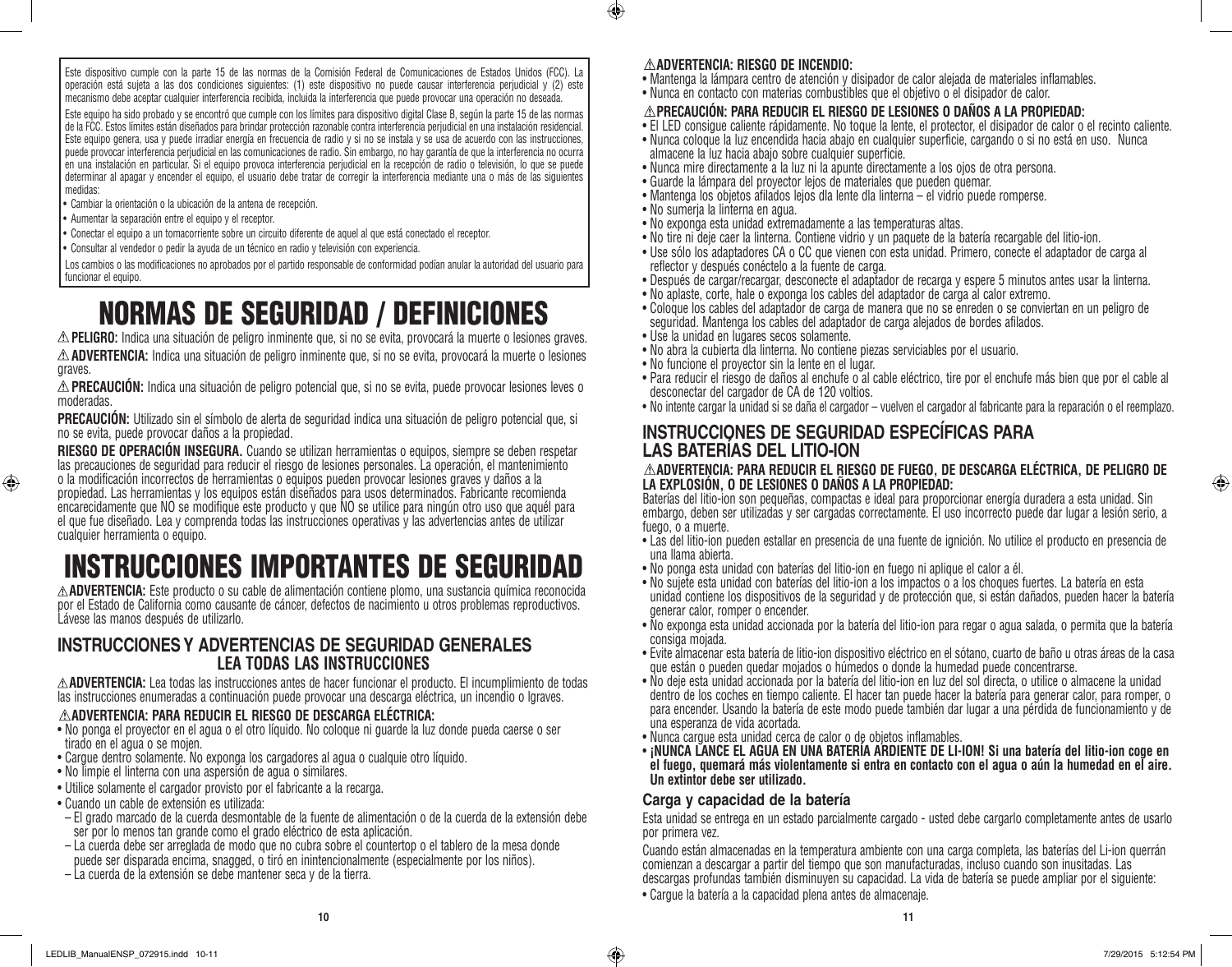Este dispositivo cumple con la parte 15 de las normas de la Comisión Federal de Comunicaciones de Estados Unidos (FCC). La operación está sujeta a las dos condiciones siguientes: (1) este dispositivo no puede causar interferencia perjudicial y (2) este mecanismo debe aceptar cualquier interferencia recibida, incluida la interferencia que puede provocar una operación no deseada.

Este equipo ha sido probado y se encontró que cumple con los límites para dispositivo digital Clase B, según la parte 15 de las normas de la FCC. Estos límites están diseñados para brindar protección razonable contra interferencia perjudicial en una instalación residencial. Este equipo genera, usa y puede irradiar energía en frecuencia de radio y si no se instala y se usa de acuerdo con las instrucciones, puede provocar interferencia perjudicial en las comunicaciones de radio. Sin embargo, no hay garantía de que la interferencia no ocurra en una instalación en particular. Si el equipo provoca interferencia perjudicial en la recepción de radio o televisión, lo que se puede determinar al apagar y encender el equipo, el usuario debe tratar de corregir la interferencia mediante una o más de las siguientes medidas:

- Cambiar la orientación o la ubicación de la antena de recepción.
- Aumentar la separación entre el equipo y el receptor.
- Conectar el equipo a un tomacorriente sobre un circuito diferente de aquel al que está conectado el receptor.
- Consultar al vendedor o pedir la ayuda de un técnico en radio y televisión con experiencia.

Los cambios o las modificaciones no aprobados por el partido responsable de conformidad podían anular la autoridad del usuario para funcionar el equipo.

# NORMAS DE SEGURIDAD / DEFINICIONES

⚠ **PELIGRO:** Indica una situación de peligro inminente que, si no se evita, provocará la muerte o lesiones graves.

⚠ **ADVERTENCIA:** Indica una situación de peligro inminente que, si no se evita, provocará la muerte o lesiones graves.

⚠ **PRECAUCIÓN:** Indica una situación de peligro potencial que, si no se evita, puede provocar lesiones leves o moderadas.

**PRECAUCIÓN:** Utilizado sin el símbolo de alerta de seguridad indica una situación de peligro potencial que, si no se evita, puede provocar daños a la propiedad.

**RIESGO DE OPERACIÓN INSEGURA.** Cuando se utilizan herramientas o equipos, siempre se deben respetar las precauciones de seguridad para reducir el riesgo de lesiones personales. La operación, el mantenimiento o la modificación incorrectos de herramientas o equipos pueden provocar lesiones graves y daños a la propiedad. Las herramientas y los equipos están diseñados para usos determinados. Fabricante recomienda encarecidamente que NO se modifique este producto y que NO se utilice para ningún otro uso que aquél para el que fue diseñado. Lea y comprenda todas las instrucciones operativas y las advertencias antes de utilizar cualquier herramienta o equipo.

# INSTRUCCIONES IMPORTANTES DE SEGURIDAD

⚠ **ADVERTENCIA:** Este producto o su cable de alimentación contiene plomo, una sustancia química reconocida por el Estado de California como causante de cáncer, defectos de nacimiento u otros problemas reproductivos. Lávese las manos después de utilizarlo.

## INSTRUCCIONES Y ADVERTENCIAS DE SEGURIDAD GENERALES LEA TODAS LAS INSTRUCCIONES

⚠ **ADVERTENCIA:** Lea todas las instrucciones antes de hacer funcionar el producto. El incumplimiento de todas las instrucciones enumeradas a continuación puede provocar una descarga eléctrica, un incendio o lgraves.

### ⚠ ADVERTENCIA: PARA REDUCIR EL RIESGO DE DESCARGA ELÉCTRICA:

- No ponga el proyector en el agua o el otro líquido. No coloque ni guarde la luz donde pueda caerse o ser tirado en el agua o se mojen.
- Cargue dentro solamente. No exponga los cargadores al agua o cualquie otro líquido.
- No limpie el linterna con una aspersión de agua o similares.
- Utilice solamente el cargador provisto por el fabricante a la recarga.
- Cuando un cable de extensión es utilizada:
  - El grado marcado de la cuerda desmontable de la fuente de alimentación o de la cuerda de la extensión debe ser por lo menos tan grande como el grado eléctrico de esta aplicación.
  - La cuerda debe ser arreglada de modo que no cubra sobre el countertop o el tablero de la mesa donde puede ser disparada encima, snagged, o tiró en inintencionalmente (especialmente por los niños).
  - La cuerda de la extensión se debe mantener seca y de la tierra.

### ⚠ ADVERTENCIA: RIESGO DE INCENDIO:

- Mantenga la lámpara centro de atención y disipador de calor alejada de materiales inflamables.
- Nunca en contacto con materias combustibles que el objetivo o el disipador de calor.

### ⚠ PRECAUCIÓN: PARA REDUCIR EL RIESGO DE LESIONES O DAÑOS A LA PROPIEDAD:

- El LED consigue caliente rápidamente. No toque la lente, el protector, el disipador de calor o el recinto caliente.
- Nunca coloque la luz encendida hacia abajo en cualquier superficie, cargando o si no está en uso. Nunca almacene la luz hacia abajo sobre cualquier superficie.
- Nunca mire directamente a la luz ni la apunte directamente a los ojos de otra persona.
- Guarde la lámpara del proyector lejos de materiales que pueden quemar.
- Mantenga los objetos afilados lejos dla lente dla linterna – el vidrio puede romperse.
- No sumerja la linterna en agua.
- No exponga esta unidad extremadamente a las temperaturas altas.
- No tire ni deje caer la linterna. Contiene vidrio y un paquete de la batería recargable del litio-ion.
- Use sólo los adaptadores CA o CC que vienen con esta unidad. Primero, conecte el adaptador de carga al reflector y después conéctelo a la fuente de carga.
- Después de cargar/recargar, desconecte el adaptador de recarga y espere 5 minutos antes usar la linterna.
- No aplaste, corte, hale o exponga los cables del adaptador de carga al calor extremo.
- Coloque los cables del adaptador de carga de manera que no se enreden o se conviertan en un peligro de seguridad. Mantenga los cables del adaptador de carga alejados de bordes afilados.
- Use la unidad en lugares secos solamente.
- No abra la cubierta dla linterna. No contiene piezas serviciables por el usuario.
- No funcione el proyector sin la lente en el lugar.
- Para reducir el riesgo de daños al enchufe o al cable eléctrico, tire por el enchufe más bien que por el cable al desconectar del cargador de CA de 120 voltios.
- No intente cargar la unidad si se daña el cargador – vuelven el cargador al fabricante para la reparación o el reemplazo.

## INSTRUCCIONES DE SEGURIDAD ESPECÍFICAS PARA LAS BATERÍAS DEL LITIO-ION

### ⚠ ADVERTENCIA: PARA REDUCIR EL RIESGO DE FUEGO, DE DESCARGA ELÉCTRICA, DE PELIGRO DE LA EXPLOSIÓN, O DE LESIONES O DAÑOS A LA PROPIEDAD:

Baterías del litio-ion son pequeñas, compactas e ideal para proporcionar energía duradera a esta unidad. Sin embargo, deben ser utilizadas y ser cargadas correctamente. El uso incorrecto puede dar lugar a lesión serio, a fuego, o a muerte.

- Las del litio-ion pueden estallar en presencia de una fuente de ignición. No utilice el producto en presencia de una llama abierta.
- No ponga esta unidad con baterías del litio-ion en fuego ni aplique el calor a él.
- No sujete esta unidad con baterías del litio-ion a los impactos o a los choques fuertes. La batería en esta unidad contiene los dispositivos de la seguridad y de protección que, si están dañados, pueden hacer la batería generar calor, romper o encender.
- No exponga esta unidad accionada por la batería del litio-ion para regar o agua salada, o permita que la batería consiga mojada.
- Evite almacenar esta batería de litio-ion dispositivo eléctrico en el sótano, cuarto de baño u otras áreas de la casa que están o pueden quedar mojados o húmedos o donde la humedad puede concentrarse.
- No deje esta unidad accionada por la batería del litio-ion en luz del sol directa, o utilice o almacene la unidad dentro de los coches en tiempo caliente. El hacer tan puede hacer la batería para generar calor, para romper, o para encender. Usando la batería de este modo puede también dar lugar a una pérdida de funcionamiento y de una esperanza de vida acortada.
- Nunca cargue esta unidad cerca de calor o de objetos inflamables.
- **¡NUNCA LANCE EL AGUA EN UNA BATERÍA ARDIENTE DE LI-ION! Si una batería del litio-ion coge en el fuego, quemará más violentamente si entra en contacto con el agua o aún la humedad en el aire. Un extintor debe ser utilizado.**

### Carga y capacidad de la batería

Esta unidad se entrega en un estado parcialmente cargado - usted debe cargarlo completamente antes de usarlo por primera vez.

Cuando están almacenadas en la temperatura ambiente con una carga completa, las baterías del Li-ion querrán comienzan a descargar a partir del tiempo que son manufacturadas, incluso cuando son inusitadas. Las descargas profundas también disminuyen su capacidad. La vida de batería se puede ampliar por el siguiente:

- Cargue la batería a la capacidad plena antes de almacenaje.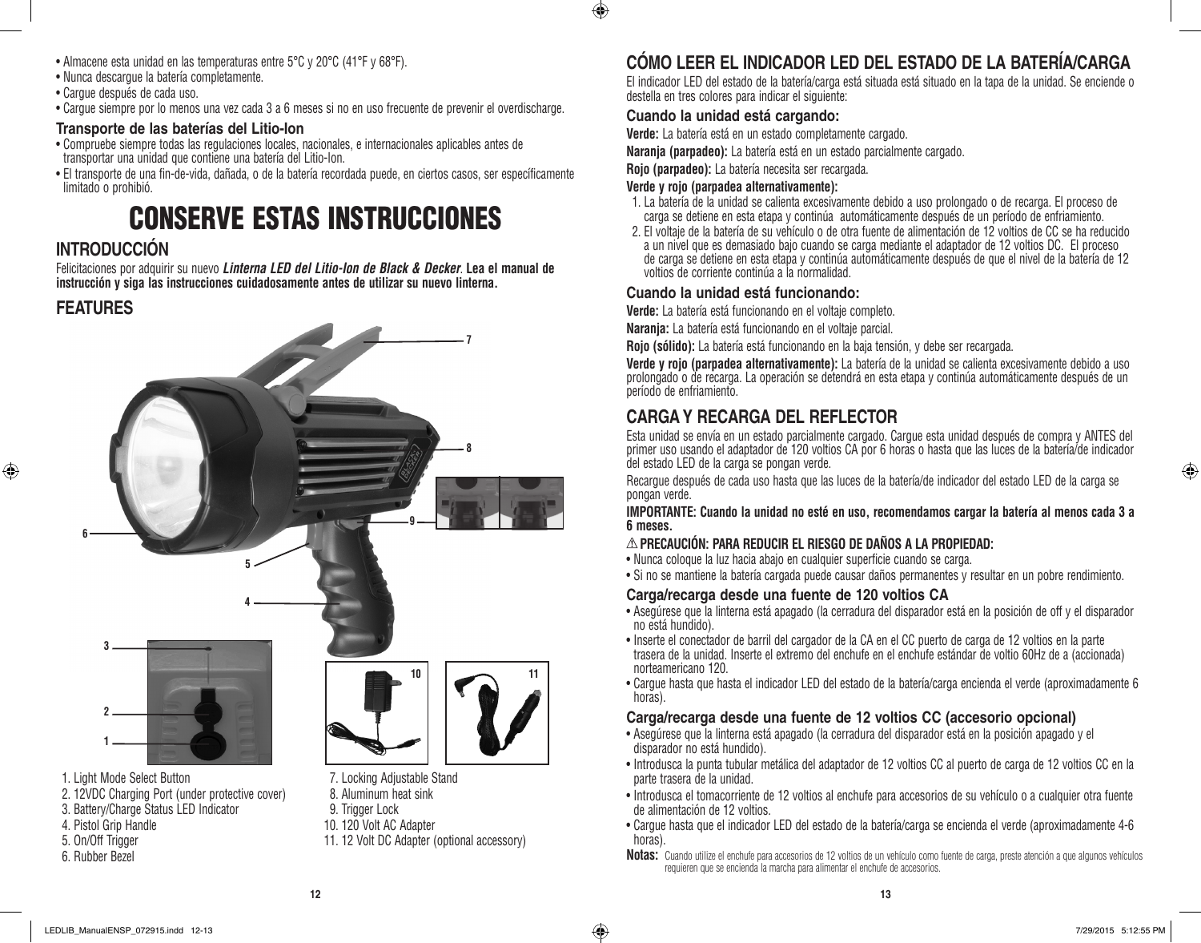- Almacene esta unidad en las temperaturas entre 5°C y 20°C (41°F y 68°F).
- Nunca descargue la batería completamente.
- Cargue después de cada uso.
- Cargue siempre por lo menos una vez cada 3 a 6 meses si no en uso frecuente de prevenir el overdischarge.

### Transporte de las baterías del Litio-Ion

- Compruebe siempre todas las regulaciones locales, nacionales, e internacionales aplicables antes de transportar una unidad que contiene una batería del Litio-Ion.
- El transporte de una fin-de-vida, dañada, o de la batería recordada puede, en ciertos casos, ser específicamente limitado o prohibió.

# CONSERVE ESTAS INSTRUCCIONES

## INTRODUCCIÓN

Felicitaciones por adquirir su nuevo ***Linterna LED del Litio-Ion de Black & Decker***. **Lea el manual de instrucción y siga las instrucciones cuidadosamente antes de utilizar su nuevo linterna.**

## FEATURES

1. Light Mode Select Button
2. 12VDC Charging Port (under protective cover)
3. Battery/Charge Status LED Indicator
4. Pistol Grip Handle
5. On/Off Trigger
6. Rubber Bezel
7. Locking Adjustable Stand
8. Aluminum heat sink
9. Trigger Lock
10. 120 Volt AC Adapter
11. 12 Volt DC Adapter (optional accessory)

## CÓMO LEER EL INDICADOR LED DEL ESTADO DE LA BATERÍA/CARGA

El indicador LED del estado de la batería/carga está situada está situado en la tapa de la unidad. Se enciende o destella en tres colores para indicar el siguiente:

### Cuando la unidad está cargando:

**Verde:** La batería está en un estado completamente cargado.

**Naranja (parpadeo):** La batería está en un estado parcialmente cargado.

**Rojo (parpadeo):** La batería necesita ser recargada.

**Verde y rojo (parpadea alternativamente):**

1. La batería de la unidad se calienta excesivamente debido a uso prolongado o de recarga. El proceso de carga se detiene en esta etapa y continúa automáticamente después de un período de enfriamiento.
2. El voltaje de la batería de su vehículo o de otra fuente de alimentación de 12 voltios de CC se ha reducido a un nivel que es demasiado bajo cuando se carga mediante el adaptador de 12 voltios DC. El proceso de carga se detiene en esta etapa y continúa automáticamente después de que el nivel de la batería de 12 voltios de corriente continúa a la normalidad.

### Cuando la unidad está funcionando:

**Verde:** La batería está funcionando en el voltaje completo.

**Naranja:** La batería está funcionando en el voltaje parcial.

**Rojo (sólido):** La batería está funcionando en la baja tensión, y debe ser recargada.

**Verde y rojo (parpadea alternativamente):** La batería de la unidad se calienta excesivamente debido a uso prolongado o de recarga. La operación se detendrá en esta etapa y continúa automáticamente después de un período de enfriamiento.

## CARGA Y RECARGA DEL REFLECTOR

Esta unidad se envía en un estado parcialmente cargado. Cargue esta unidad después de compra y ANTES del primer uso usando el adaptador de 120 voltios CA por 6 horas o hasta que las luces de la batería/de indicador del estado LED de la carga se pongan verde.

Recargue después de cada uso hasta que las luces de la batería/de indicador del estado LED de la carga se pongan verde.

**IMPORTANTE: Cuando la unidad no esté en uso, recomendamos cargar la batería al menos cada 3 a 6 meses.**

**⚠ PRECAUCIÓN: PARA REDUCIR EL RIESGO DE DAÑOS A LA PROPIEDAD:**

- Nunca coloque la luz hacia abajo en cualquier superficie cuando se carga.
- Si no se mantiene la batería cargada puede causar daños permanentes y resultar en un pobre rendimiento.

### Carga/recarga desde una fuente de 120 voltios CA

- Asegúrese que la linterna está apagado (la cerradura del disparador está en la posición de off y el disparador no está hundido).
- Inserte el conectador de barril del cargador de la CA en el CC puerto de carga de 12 voltios en la parte trasera de la unidad. Inserte el extremo del enchufe en el enchufe estándar de voltio 60Hz de a (accionada) norteamericano 120.
- Cargue hasta que hasta el indicador LED del estado de la batería/carga encienda el verde (aproximadamente 6 horas).

### Carga/recarga desde una fuente de 12 voltios CC (accesorio opcional)

- Asegúrese que la linterna está apagado (la cerradura del disparador está en la posición apagado y el disparador no está hundido).
- Introdusca la punta tubular metálica del adaptador de 12 voltios CC al puerto de carga de 12 voltios CC en la parte trasera de la unidad.
- Introdusca el tomacorriente de 12 voltios al enchufe para accesorios de su vehículo o a cualquier otra fuente de alimentación de 12 voltios.
- Cargue hasta que el indicador LED del estado de la batería/carga se encienda el verde (aproximadamente 4-6 horas).

**Notas:** Cuando utilize el enchufe para accesorios de 12 voltios de un vehículo como fuente de carga, preste atención a que algunos vehículos requieren que se encienda la marcha para alimentar el enchufe de accesorios.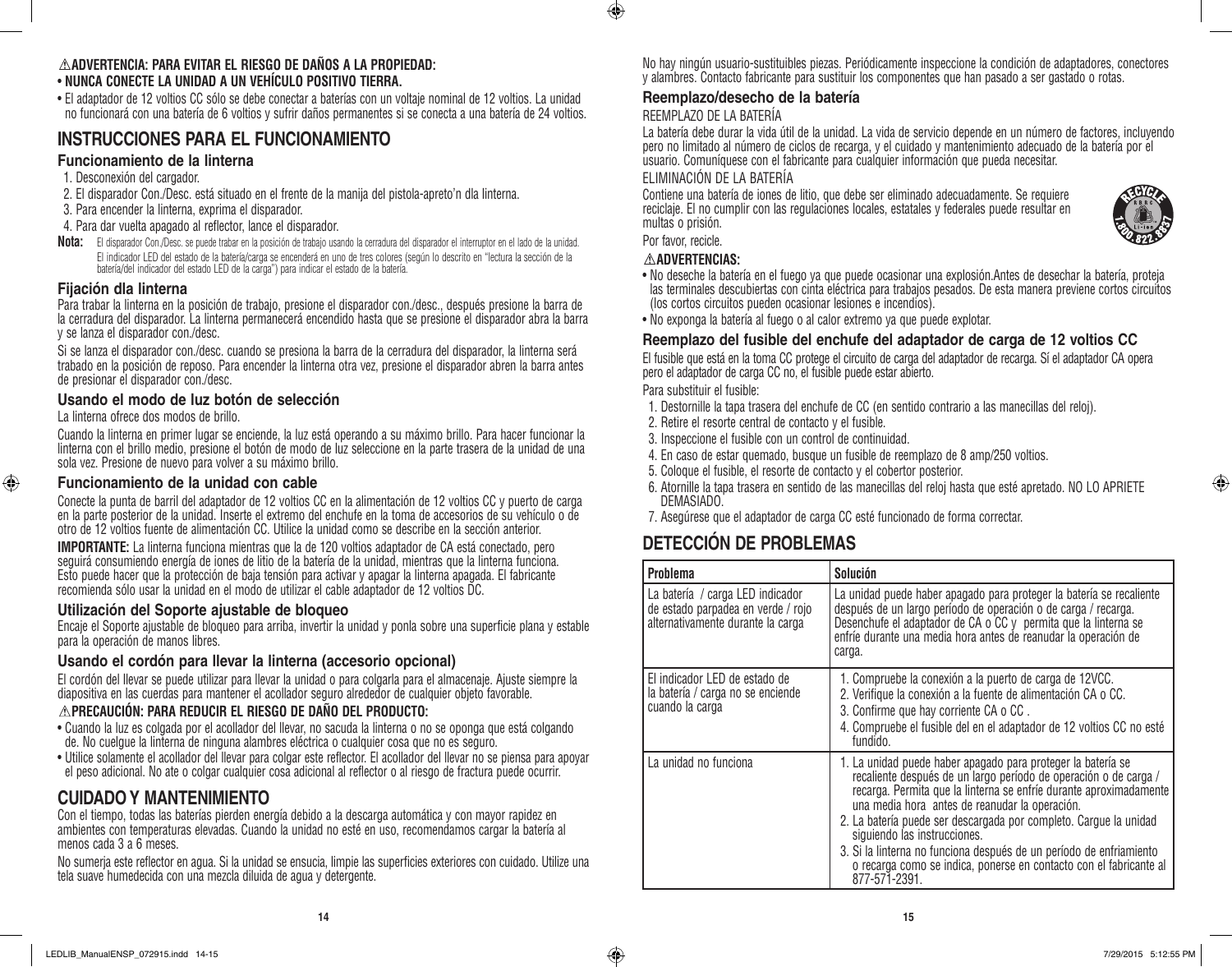⚠**ADVERTENCIA: PARA EVITAR EL RIESGO DE DAÑOS A LA PROPIEDAD:**

- **NUNCA CONECTE LA UNIDAD A UN VEHÍCULO POSITIVO TIERRA.**
- El adaptador de 12 voltios CC sólo se debe conectar a baterías con un voltaje nominal de 12 voltios. La unidad no funcionará con una batería de 6 voltios y sufrir daños permanentes si se conecta a una batería de 24 voltios.

# INSTRUCCIONES PARA EL FUNCIONAMIENTO

### Funcionamiento de la linterna

1. Desconexión del cargador.
2. El disparador Con./Desc. está situado en el frente de la manija del pistola-apreto'n dla linterna.
3. Para encender la linterna, exprima el disparador.
4. Para dar vuelta apagado al reflector, lance el disparador.

**Nota:** El disparador Con./Desc. se puede trabar en la posición de trabajo usando la cerradura del disparador el interruptor en el lado de la unidad. El indicador LED del estado de la batería/carga se encenderá en uno de tres colores (según lo descrito en "lectura la sección de la batería/del indicador del estado LED de la carga") para indicar el estado de la batería.

### Fijación dla linterna

Para trabar la linterna en la posición de trabajo, presione el disparador con./desc., después presione la barra de la cerradura del disparador. La linterna permanecerá encendido hasta que se presione el disparador abra la barra y se lanza el disparador con./desc.

Si se lanza el disparador con./desc. cuando se presiona la barra de la cerradura del disparador, la linterna será trabado en la posición de reposo. Para encender la linterna otra vez, presione el disparador abren la barra antes de presionar el disparador con./desc.

### Usando el modo de luz botón de selección

La linterna ofrece dos modos de brillo.

Cuando la linterna en primer lugar se enciende, la luz está operando a su máximo brillo. Para hacer funcionar la linterna con el brillo medio, presione el botón de modo de luz seleccione en la parte trasera de la unidad de una sola vez. Presione de nuevo para volver a su máximo brillo.

### Funcionamiento de la unidad con cable

Conecte la punta de barril del adaptador de 12 voltios CC en la alimentación de 12 voltios CC y puerto de carga en la parte posterior de la unidad. Inserte el extremo del enchufe en la toma de accesorios de su vehículo o de otro de 12 voltios fuente de alimentación CC. Utilice la unidad como se describe en la sección anterior.

**IMPORTANTE:** La linterna funciona mientras que la de 120 voltios adaptador de CA está conectado, pero seguirá consumiendo energía de iones de litio de la batería de la unidad, mientras que la linterna funciona. Esto puede hacer que la protección de baja tensión para activar y apagar la linterna apagada. El fabricante recomienda sólo usar la unidad en el modo de utilizar el cable adaptador de 12 voltios DC.

### Utilización del Soporte ajustable de bloqueo

Encaje el Soporte ajustable de bloqueo para arriba, invertir la unidad y ponla sobre una superficie plana y estable para la operación de manos libres.

### Usando el cordón para llevar la linterna (accesorio opcional)

El cordón del llevar se puede utilizar para llevar la unidad o para colgarla para el almacenaje. Ajuste siempre la diapositiva en las cuerdas para mantener el acollador seguro alrededor de cualquier objeto favorable.

⚠**PRECAUCIÓN: PARA REDUCIR EL RIESGO DE DAÑO DEL PRODUCTO:**

- Cuando la luz es colgada por el acollador del llevar, no sacuda la linterna o no se oponga que está colgando de. No cuelgue la linterna de ninguna alambres eléctrica o cualquier cosa que no es seguro.
- Utilice solamente el acollador del llevar para colgar este reflector. El acollador del llevar no se piensa para apoyar el peso adicional. No ate o colgar cualquier cosa adicional al reflector o al riesgo de fractura puede ocurrir.

# CUIDADO Y MANTENIMIENTO

Con el tiempo, todas las baterías pierden energía debido a la descarga automática y con mayor rapidez en ambientes con temperaturas elevadas. Cuando la unidad no esté en uso, recomendamos cargar la batería al menos cada 3 a 6 meses.

No sumerja este reflector en agua. Si la unidad se ensucia, limpie las superficies exteriores con cuidado. Utilize una tela suave humedecida con una mezcla diluida de agua y detergente.

No hay ningún usuario-sustituibles piezas. Periódicamente inspeccione la condición de adaptadores, conectores y alambres. Contacto fabricante para sustituir los componentes que han pasado a ser gastado o rotas.

### Reemplazo/desecho de la batería

REEMPLAZO DE LA BATERÍA

La batería debe durar la vida útil de la unidad. La vida de servicio depende en un número de factores, incluyendo pero no limitado al número de ciclos de recarga, y el cuidado y mantenimiento adecuado de la batería por el usuario. Comuníquese con el fabricante para cualquier información que pueda necesitar.

ELIMINACIÓN DE LA BATERÍA

Contiene una batería de iones de litio, que debe ser eliminado adecuadamente. Se requiere reciclaje. El no cumplir con las regulaciones locales, estatales y federales puede resultar en multas o prisión.

Por favor, recicle.

RECYCLE 1.800.822.8837 Li-ion

⚠**ADVERTENCIAS:**

- No deseche la batería en el fuego ya que puede ocasionar una explosión.Antes de desechar la batería, proteja las terminales descubiertas con cinta eléctrica para trabajos pesados. De esta manera previene cortos circuitos (los cortos circuitos pueden ocasionar lesiones e incendios).
- No exponga la batería al fuego o al calor extremo ya que puede explotar.

### Reemplazo del fusible del enchufe del adaptador de carga de 12 voltios CC

El fusible que está en la toma CC protege el circuito de carga del adaptador de recarga. Sí el adaptador CA opera pero el adaptador de carga CC no, el fusible puede estar abierto.

Para substituir el fusible:

1. Destornille la tapa trasera del enchufe de CC (en sentido contrario a las manecillas del reloj).
2. Retire el resorte central de contacto y el fusible.
3. Inspeccione el fusible con un control de continuidad.
4. En caso de estar quemado, busque un fusible de reemplazo de 8 amp/250 voltios.
5. Coloque el fusible, el resorte de contacto y el cobertor posterior.
6. Atornille la tapa trasera en sentido de las manecillas del reloj hasta que esté apretado. NO LO APRIETE DEMASIADO.
7. Asegúrese que el adaptador de carga CC esté funcionado de forma correctar.

# DETECCIÓN DE PROBLEMAS

| Problema | Solución |
|---|---|
| La batería / carga LED indicador de estado parpadea en verde / rojo alternativamente durante la carga | La unidad puede haber apagado para proteger la batería se recaliente después de un largo período de operación o de carga / recarga. Desenchufe el adaptador de CA o CC y permita que la linterna se enfríe durante una media hora antes de reanudar la operación de carga. |
| El indicador LED de estado de la batería / carga no se enciende cuando la carga | 1. Compruebe la conexión a la puerto de carga de 12VCC. 2. Verifique la conexión a la fuente de alimentación CA o CC. 3. Confirme que hay corriente CA o CC . 4. Compruebe el fusible del en el adaptador de 12 voltios CC no esté fundido. |
| La unidad no funciona | 1. La unidad puede haber apagado para proteger la batería se recaliente después de un largo período de operación o de carga / recarga. Permita que la linterna se enfríe durante aproximadamente una media hora antes de reanudar la operación. 2. La batería puede ser descargada por completo. Cargue la unidad siguiendo las instrucciones. 3. Si la linterna no funciona después de un período de enfriamiento o recarga como se indica, ponerse en contacto con el fabricante al 877-571-2391. |